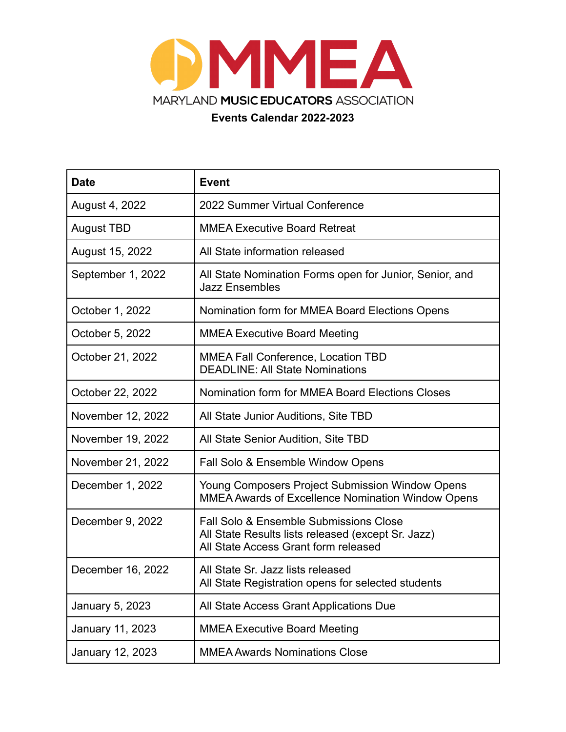# MMEA

MARYLAND MUSIC EDUCATORS ASSOCIATION

## Events Calendar 2022-2023

| Date | Event |
|---|---|
| August 4, 2022 | 2022 Summer Virtual Conference |
| August TBD | MMEA Executive Board Retreat |
| August 15, 2022 | All State information released |
| September 1, 2022 | All State Nomination Forms open for Junior, Senior, and Jazz Ensembles |
| October 1, 2022 | Nomination form for MMEA Board Elections Opens |
| October 5, 2022 | MMEA Executive Board Meeting |
| October 21, 2022 | MMEA Fall Conference, Location TBD<br>DEADLINE: All State Nominations |
| October 22, 2022 | Nomination form for MMEA Board Elections Closes |
| November 12, 2022 | All State Junior Auditions, Site TBD |
| November 19, 2022 | All State Senior Audition, Site TBD |
| November 21, 2022 | Fall Solo & Ensemble Window Opens |
| December 1, 2022 | Young Composers Project Submission Window Opens<br>MMEA Awards of Excellence Nomination Window Opens |
| December 9, 2022 | Fall Solo & Ensemble Submissions Close<br>All State Results lists released (except Sr. Jazz)<br>All State Access Grant form released |
| December 16, 2022 | All State Sr. Jazz lists released<br>All State Registration opens for selected students |
| January 5, 2023 | All State Access Grant Applications Due |
| January 11, 2023 | MMEA Executive Board Meeting |
| January 12, 2023 | MMEA Awards Nominations Close |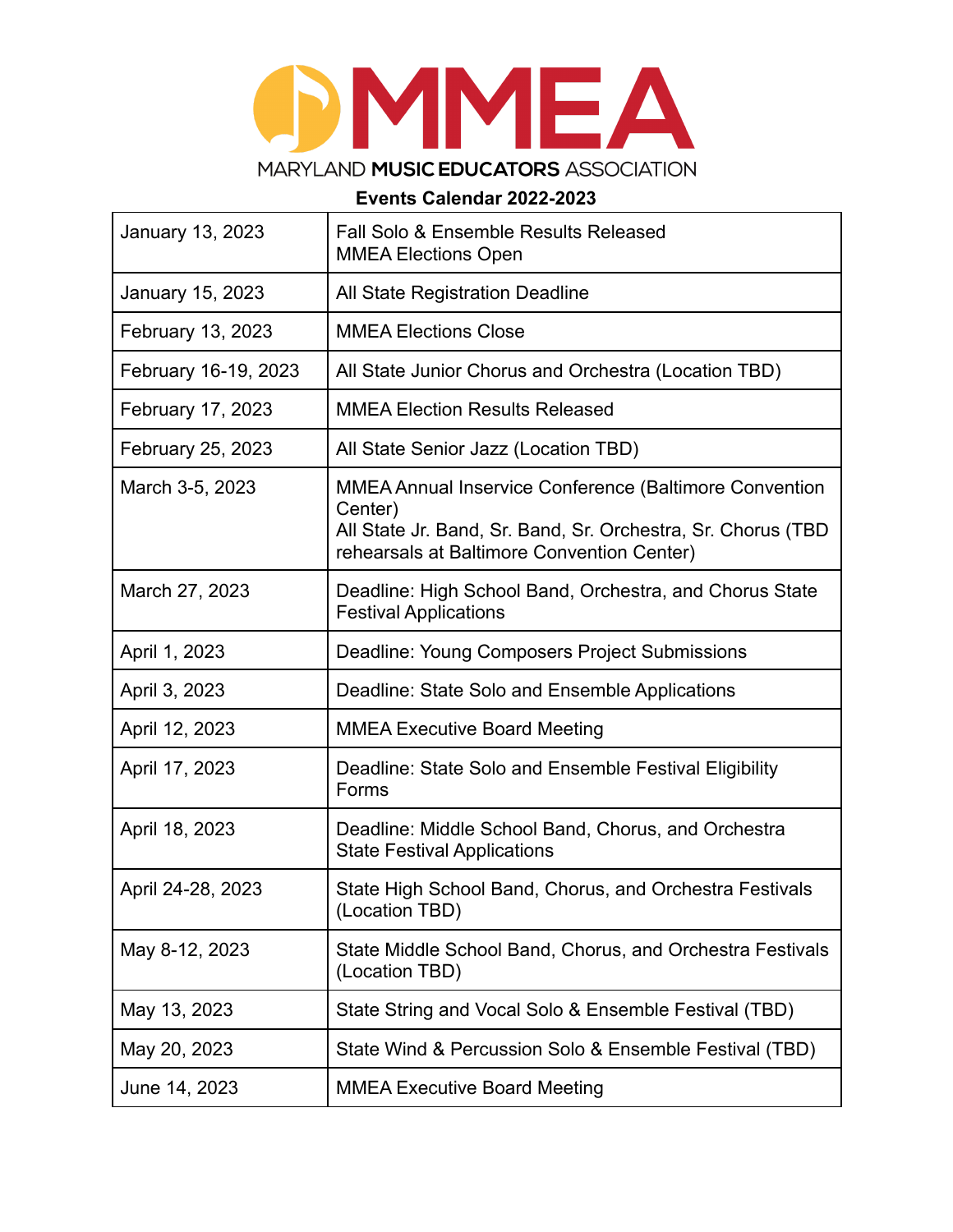MMEA

MARYLAND MUSIC EDUCATORS ASSOCIATION

**Events Calendar 2022-2023**

| | |
|---|---|
| January 13, 2023 | Fall Solo & Ensemble Results Released<br>MMEA Elections Open |
| January 15, 2023 | All State Registration Deadline |
| February 13, 2023 | MMEA Elections Close |
| February 16-19, 2023 | All State Junior Chorus and Orchestra (Location TBD) |
| February 17, 2023 | MMEA Election Results Released |
| February 25, 2023 | All State Senior Jazz (Location TBD) |
| March 3-5, 2023 | MMEA Annual Inservice Conference (Baltimore Convention Center)<br>All State Jr. Band, Sr. Band, Sr. Orchestra, Sr. Chorus (TBD rehearsals at Baltimore Convention Center) |
| March 27, 2023 | Deadline: High School Band, Orchestra, and Chorus State Festival Applications |
| April 1, 2023 | Deadline: Young Composers Project Submissions |
| April 3, 2023 | Deadline: State Solo and Ensemble Applications |
| April 12, 2023 | MMEA Executive Board Meeting |
| April 17, 2023 | Deadline: State Solo and Ensemble Festival Eligibility Forms |
| April 18, 2023 | Deadline: Middle School Band, Chorus, and Orchestra State Festival Applications |
| April 24-28, 2023 | State High School Band, Chorus, and Orchestra Festivals (Location TBD) |
| May 8-12, 2023 | State Middle School Band, Chorus, and Orchestra Festivals (Location TBD) |
| May 13, 2023 | State String and Vocal Solo & Ensemble Festival (TBD) |
| May 20, 2023 | State Wind & Percussion Solo & Ensemble Festival (TBD) |
| June 14, 2023 | MMEA Executive Board Meeting |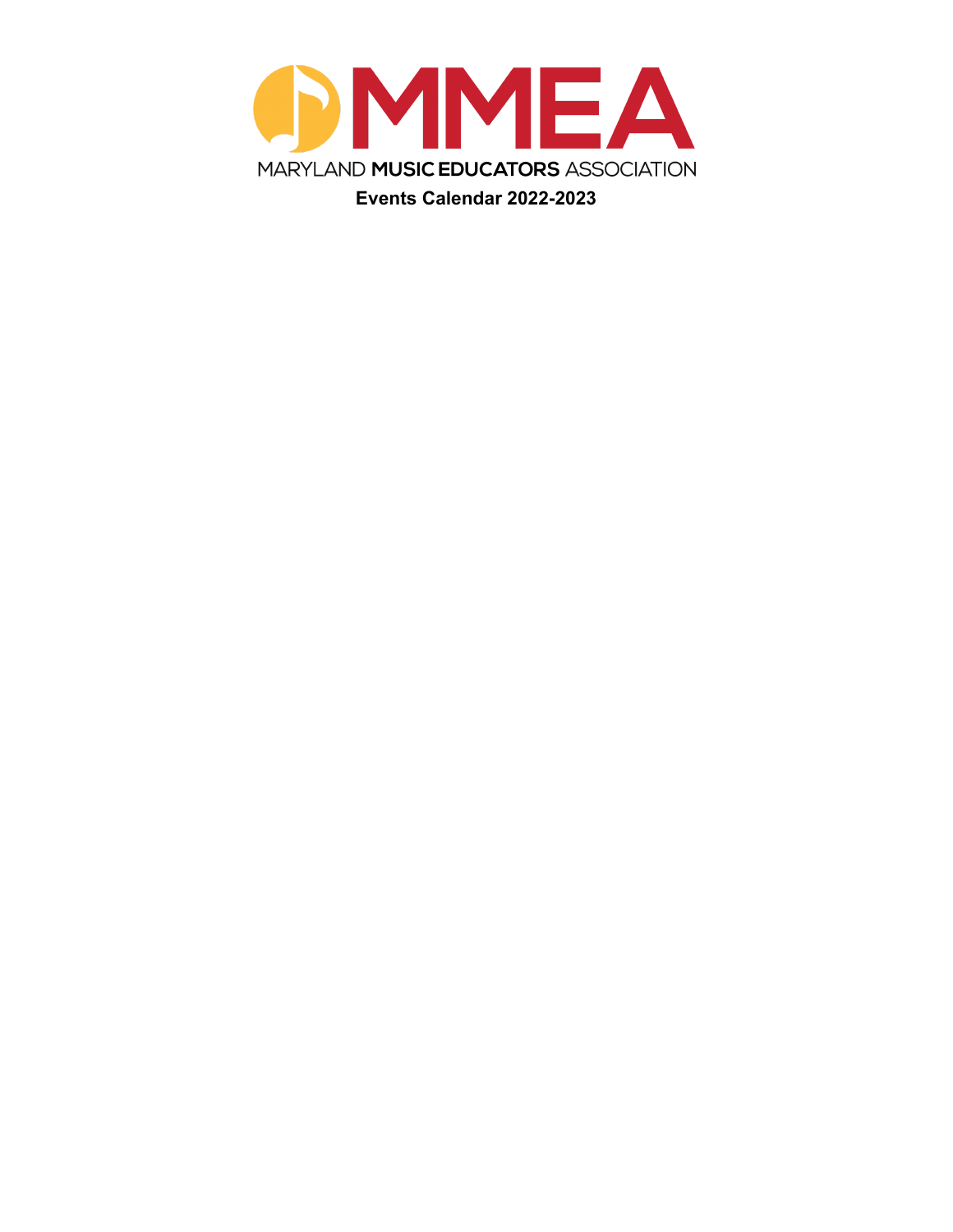MMEA

MARYLAND MUSIC EDUCATORS ASSOCIATION

**Events Calendar 2022-2023**